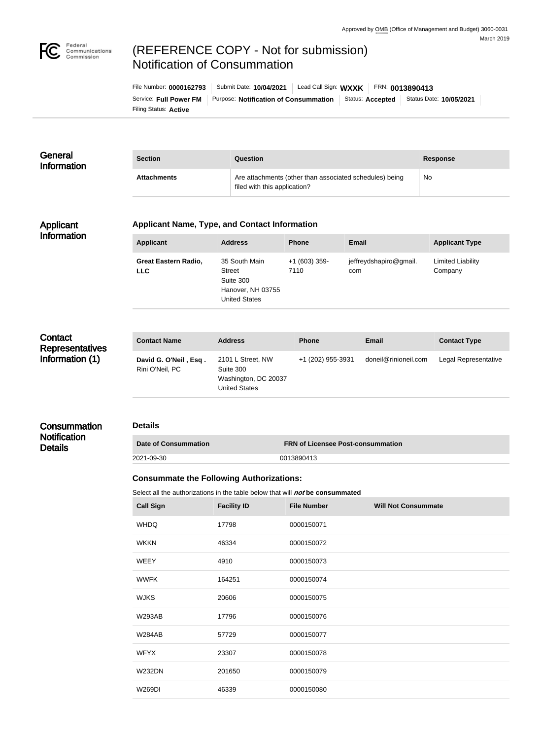Approved by OMB (Office of Management and Budget) 3060-0031
March 2019

# (REFERENCE COPY - Not for submission) Notification of Consummation

File Number: **0000162793** | Submit Date: **10/04/2021** | Lead Call Sign: **WXXK** | FRN: **0013890413**
Service: **Full Power FM** | Purpose: **Notification of Consummation** | Status: **Accepted** | Status Date: **10/05/2021**
Filing Status: **Active**

## General Information

| Section | Question | Response |
| --- | --- | --- |
| **Attachments** | Are attachments (other than associated schedules) being filed with this application? | No |

## Applicant Information

### Applicant Name, Type, and Contact Information

| Applicant | Address | Phone | Email | Applicant Type |
| --- | --- | --- | --- | --- |
| **Great Eastern Radio, LLC** | 35 South Main Street Suite 300 Hanover, NH 03755 United States | +1 (603) 359-7110 | jeffreydshapiro@gmail.com | Limited Liability Company |

## Contact Representatives Information (1)

| Contact Name | Address | Phone | Email | Contact Type |
| --- | --- | --- | --- | --- |
| **David G. O'Neil , Esq .** Rini O'Neil, PC | 2101 L Street, NW Suite 300 Washington, DC 20037 United States | +1 (202) 955-3931 | doneil@rinioneil.com | Legal Representative |

## Consummation Notification Details

### Details

| Date of Consummation | FRN of Licensee Post-consummation |
| --- | --- |
| 2021-09-30 | 0013890413 |

### Consummate the Following Authorizations:

Select all the authorizations in the table below that will ***not*** **be consummated**

| Call Sign | Facility ID | File Number | Will Not Consummate |
| --- | --- | --- | --- |
| WHDQ | 17798 | 0000150071 | |
| WKKN | 46334 | 0000150072 | |
| WEEY | 4910 | 0000150073 | |
| WWFK | 164251 | 0000150074 | |
| WJKS | 20606 | 0000150075 | |
| W293AB | 17796 | 0000150076 | |
| W284AB | 57729 | 0000150077 | |
| WFYX | 23307 | 0000150078 | |
| W232DN | 201650 | 0000150079 | |
| W269DI | 46339 | 0000150080 | |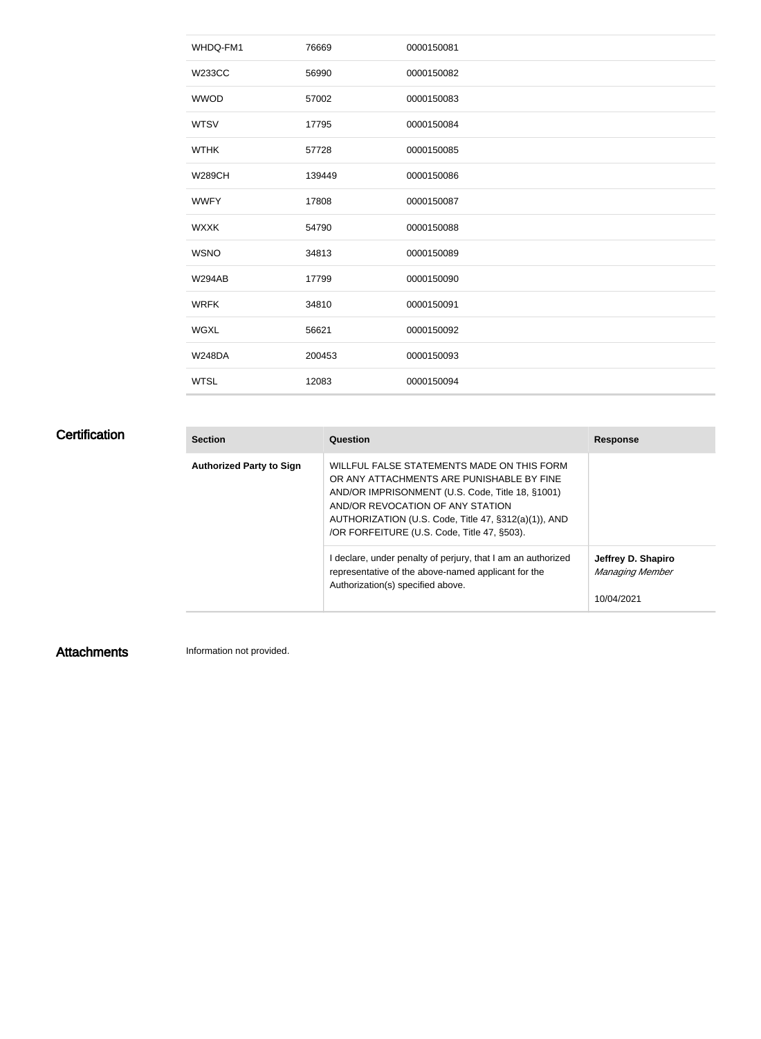| | | |
|---|---|---|
| WHDQ-FM1 | 76669 | 0000150081 |
| W233CC | 56990 | 0000150082 |
| WWOD | 57002 | 0000150083 |
| WTSV | 17795 | 0000150084 |
| WTHK | 57728 | 0000150085 |
| W289CH | 139449 | 0000150086 |
| WWFY | 17808 | 0000150087 |
| WXXK | 54790 | 0000150088 |
| WSNO | 34813 | 0000150089 |
| W294AB | 17799 | 0000150090 |
| WRFK | 34810 | 0000150091 |
| WGXL | 56621 | 0000150092 |
| W248DA | 200453 | 0000150093 |
| WTSL | 12083 | 0000150094 |

## Certification

| Section | Question | Response |
|---|---|---|
| **Authorized Party to Sign** | WILLFUL FALSE STATEMENTS MADE ON THIS FORM OR ANY ATTACHMENTS ARE PUNISHABLE BY FINE AND/OR IMPRISONMENT (U.S. Code, Title 18, §1001) AND/OR REVOCATION OF ANY STATION AUTHORIZATION (U.S. Code, Title 47, §312(a)(1)), AND /OR FORFEITURE (U.S. Code, Title 47, §503). | |
| | I declare, under penalty of perjury, that I am an authorized representative of the above-named applicant for the Authorization(s) specified above. | **Jeffrey D. Shapiro** *Managing Member* 10/04/2021 |

## Attachments

Information not provided.